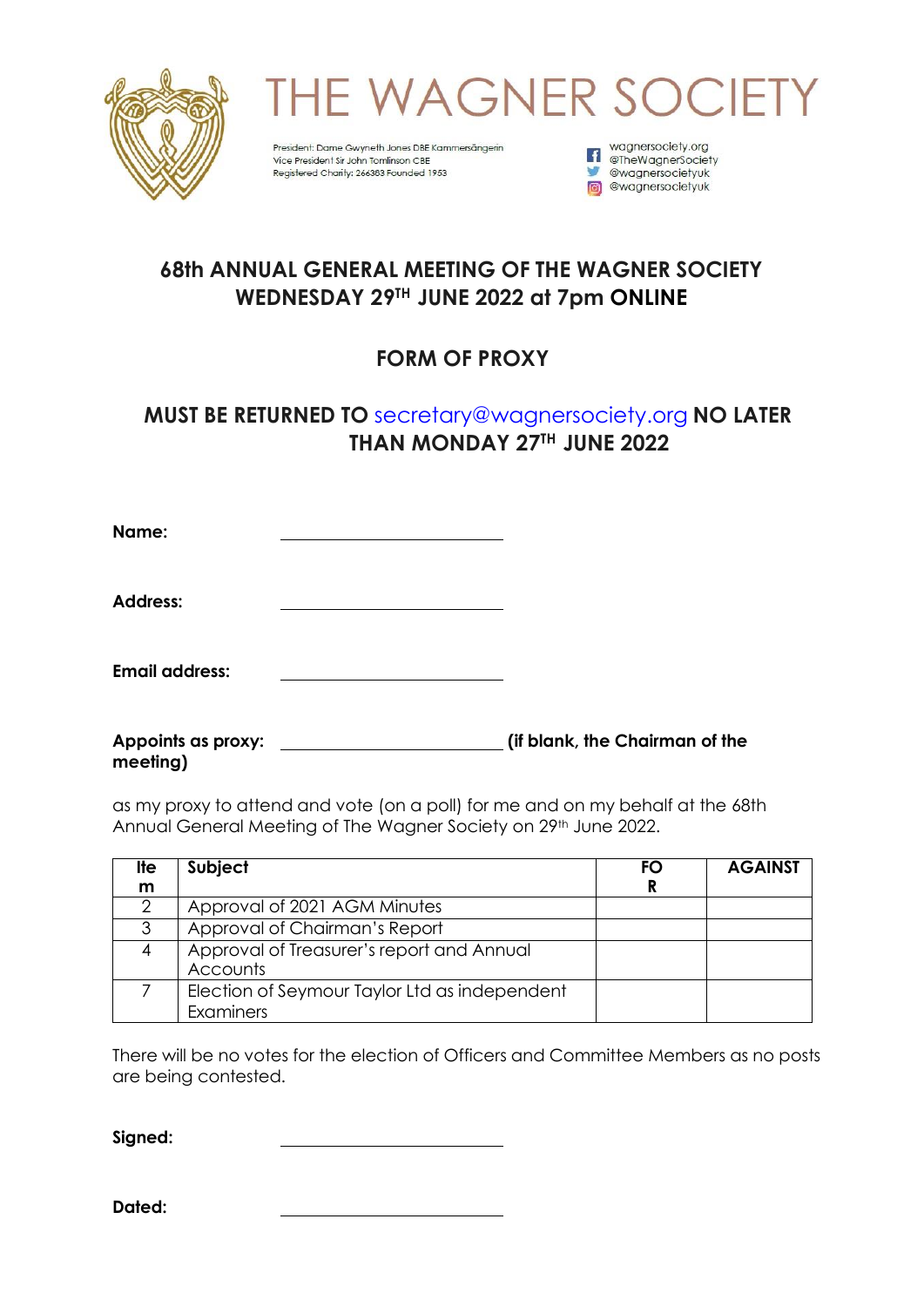# THE WAGNER SOCIETY

President: Dame Gwyneth Jones DBE Kammersängerin
Vice President Sir John Tomlinson CBE
Registered Charity: 266383 Founded 1953

wagnersociety.org
@TheWagnerSociety
@wagnersocietyuk
@wagnersocietyuk

## 68th ANNUAL GENERAL MEETING OF THE WAGNER SOCIETY WEDNESDAY 29TH JUNE 2022 at 7pm ONLINE

## FORM OF PROXY

## MUST BE RETURNED TO secretary@wagnersociety.org NO LATER THAN MONDAY 27TH JUNE 2022

**Name:** ____________________

**Address:** ____________________

**Email address:** ____________________

**Appoints as proxy:** ____________________ **(if blank, the Chairman of the meeting)**

as my proxy to attend and vote (on a poll) for me and on my behalf at the 68th Annual General Meeting of The Wagner Society on 29th June 2022.

| Item | Subject | FOR | AGAINST |
|---|---|---|---|
| 2 | Approval of 2021 AGM Minutes | | |
| 3 | Approval of Chairman's Report | | |
| 4 | Approval of Treasurer's report and Annual Accounts | | |
| 7 | Election of Seymour Taylor Ltd as independent Examiners | | |

There will be no votes for the election of Officers and Committee Members as no posts are being contested.

**Signed:** ____________________

**Dated:** ____________________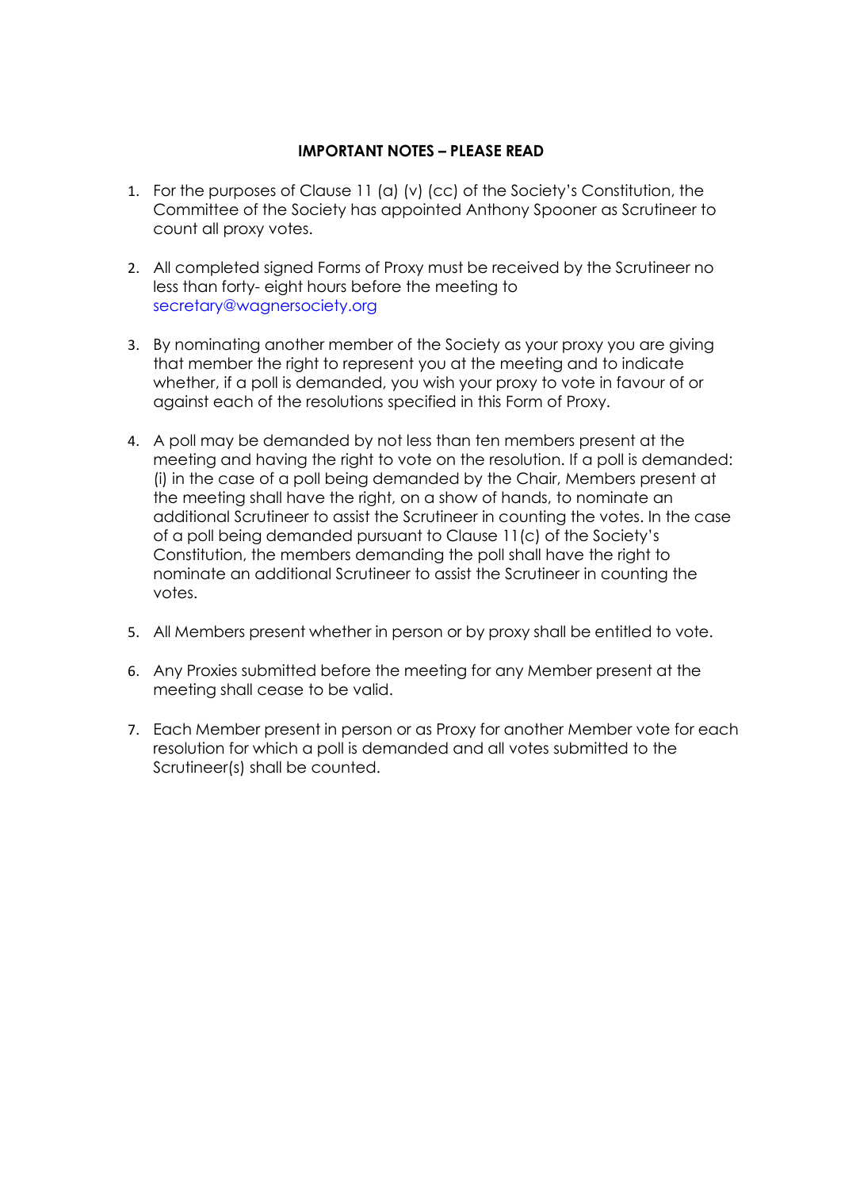**IMPORTANT NOTES – PLEASE READ**

1. For the purposes of Clause 11 (a) (v) (cc) of the Society's Constitution, the Committee of the Society has appointed Anthony Spooner as Scrutineer to count all proxy votes.

2. All completed signed Forms of Proxy must be received by the Scrutineer no less than forty- eight hours before the meeting to secretary@wagnersociety.org

3. By nominating another member of the Society as your proxy you are giving that member the right to represent you at the meeting and to indicate whether, if a poll is demanded, you wish your proxy to vote in favour of or against each of the resolutions specified in this Form of Proxy.

4. A poll may be demanded by not less than ten members present at the meeting and having the right to vote on the resolution. If a poll is demanded: (i) in the case of a poll being demanded by the Chair, Members present at the meeting shall have the right, on a show of hands, to nominate an additional Scrutineer to assist the Scrutineer in counting the votes. In the case of a poll being demanded pursuant to Clause 11(c) of the Society's Constitution, the members demanding the poll shall have the right to nominate an additional Scrutineer to assist the Scrutineer in counting the votes.

5. All Members present whether in person or by proxy shall be entitled to vote.

6. Any Proxies submitted before the meeting for any Member present at the meeting shall cease to be valid.

7. Each Member present in person or as Proxy for another Member vote for each resolution for which a poll is demanded and all votes submitted to the Scrutineer(s) shall be counted.